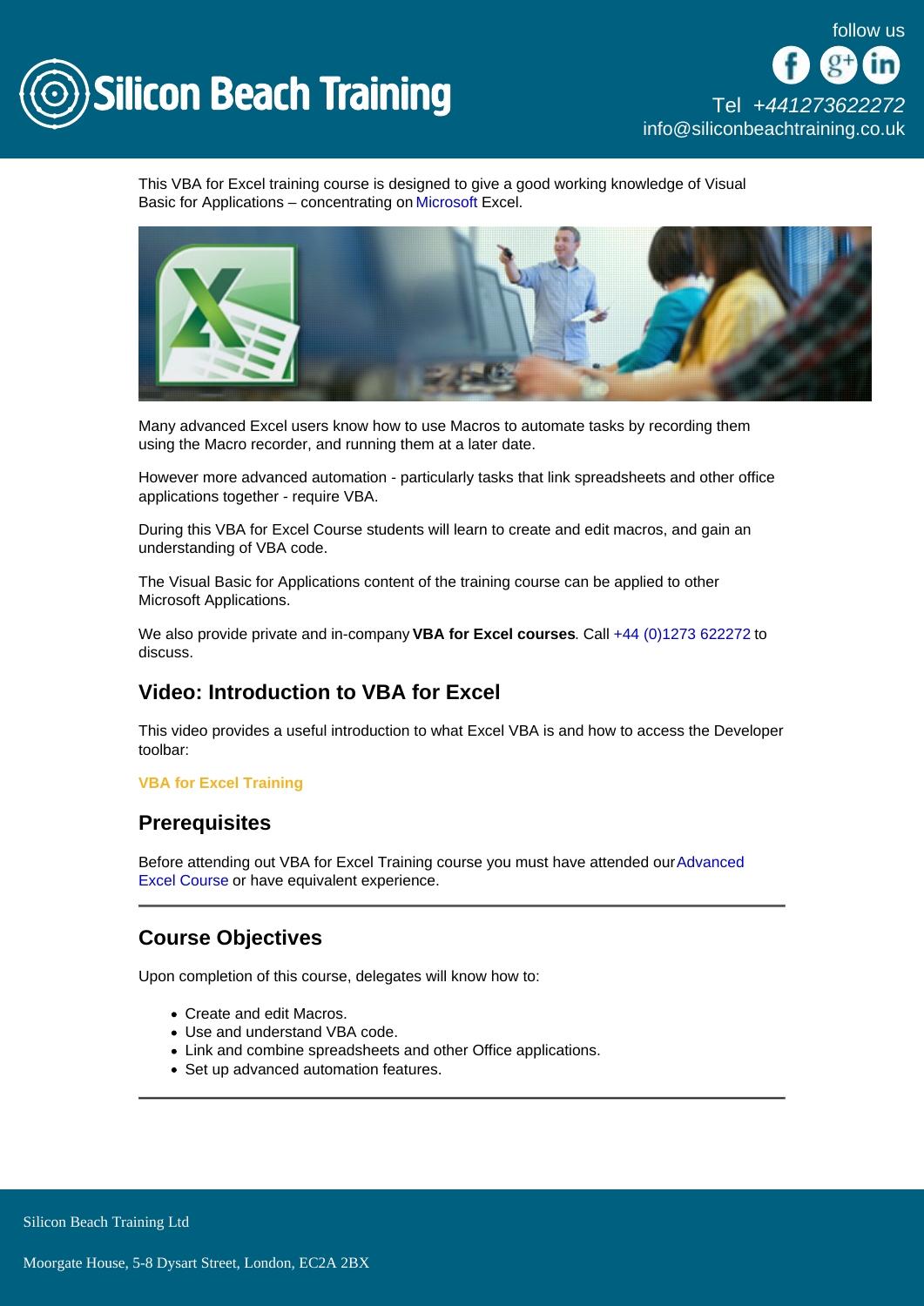This VBA for Excel training course is designed to give a good working knowledge of Visual Basic for Applications – concentrating on Microsoft Excel.

Many advanced Excel users know how to use Macros to automate tasks by recording them using the Macro recorder, and running them at a later date.

However more advanced automation - particularly tasks that link spreadsheets and other office applications together - require VBA.

During this VBA for Excel Course students will learn to create and edit macros, and gain an understanding of VBA code.

The Visual Basic for Applications content of the training course can be applied to other Microsoft Applications.

We also provide private and in-company **VBA for Excel courses**. Call +44 (0)1273 622272 to discuss.

## Video: Introduction to VBA for Excel

This video provides a useful introduction to what Excel VBA is and how to access the Developer toolbar:

**VBA for Excel Training**

## Prerequisites

Before attending out VBA for Excel Training course you must have attended our Advanced Excel Course or have equivalent experience.

---

## Course Objectives

Upon completion of this course, delegates will know how to:

- Create and edit Macros.
- Use and understand VBA code.
- Link and combine spreadsheets and other Office applications.
- Set up advanced automation features.

---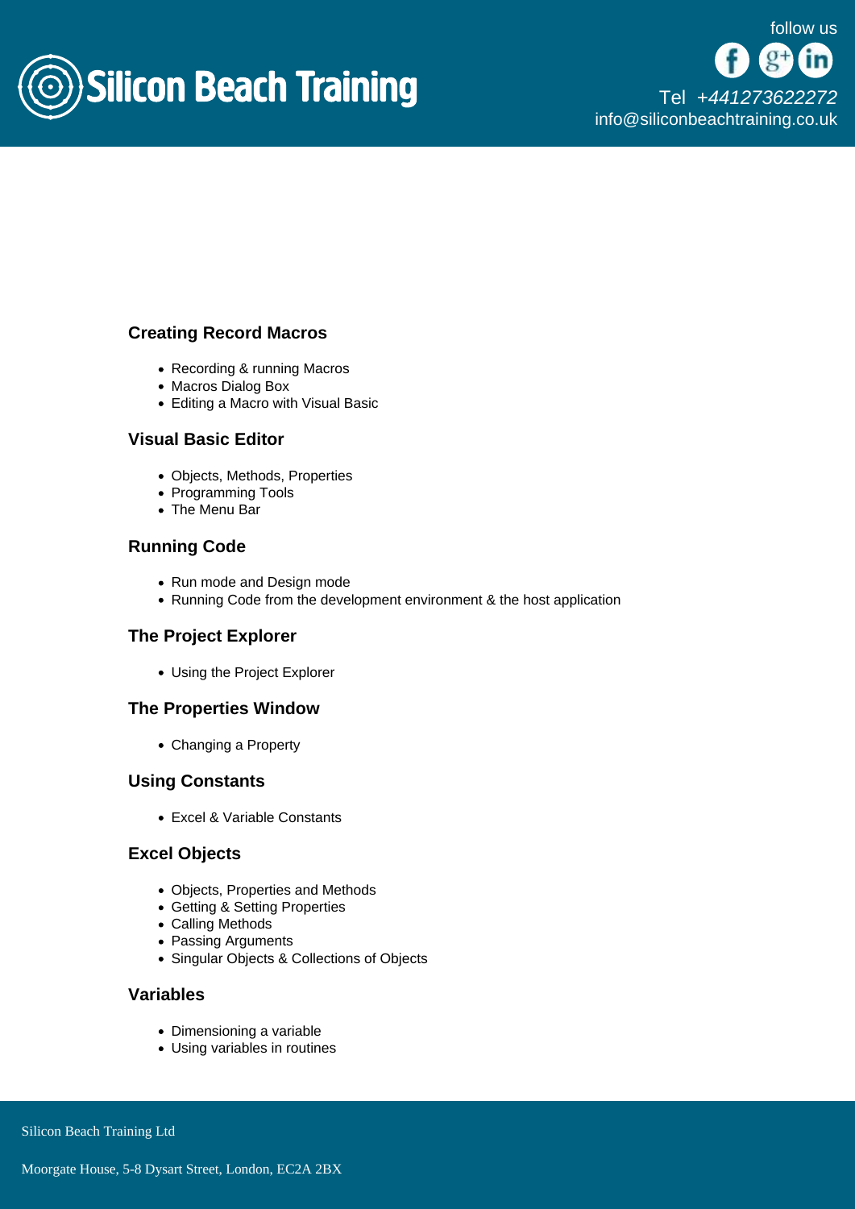### Creating Record Macros

- Recording & running Macros
- Macros Dialog Box
- Editing a Macro with Visual Basic

### Visual Basic Editor

- Objects, Methods, Properties
- Programming Tools
- The Menu Bar

### Running Code

- Run mode and Design mode
- Running Code from the development environment & the host application

### The Project Explorer

- Using the Project Explorer

### The Properties Window

- Changing a Property

### Using Constants

- Excel & Variable Constants

### Excel Objects

- Objects, Properties and Methods
- Getting & Setting Properties
- Calling Methods
- Passing Arguments
- Singular Objects & Collections of Objects

### Variables

- Dimensioning a variable
- Using variables in routines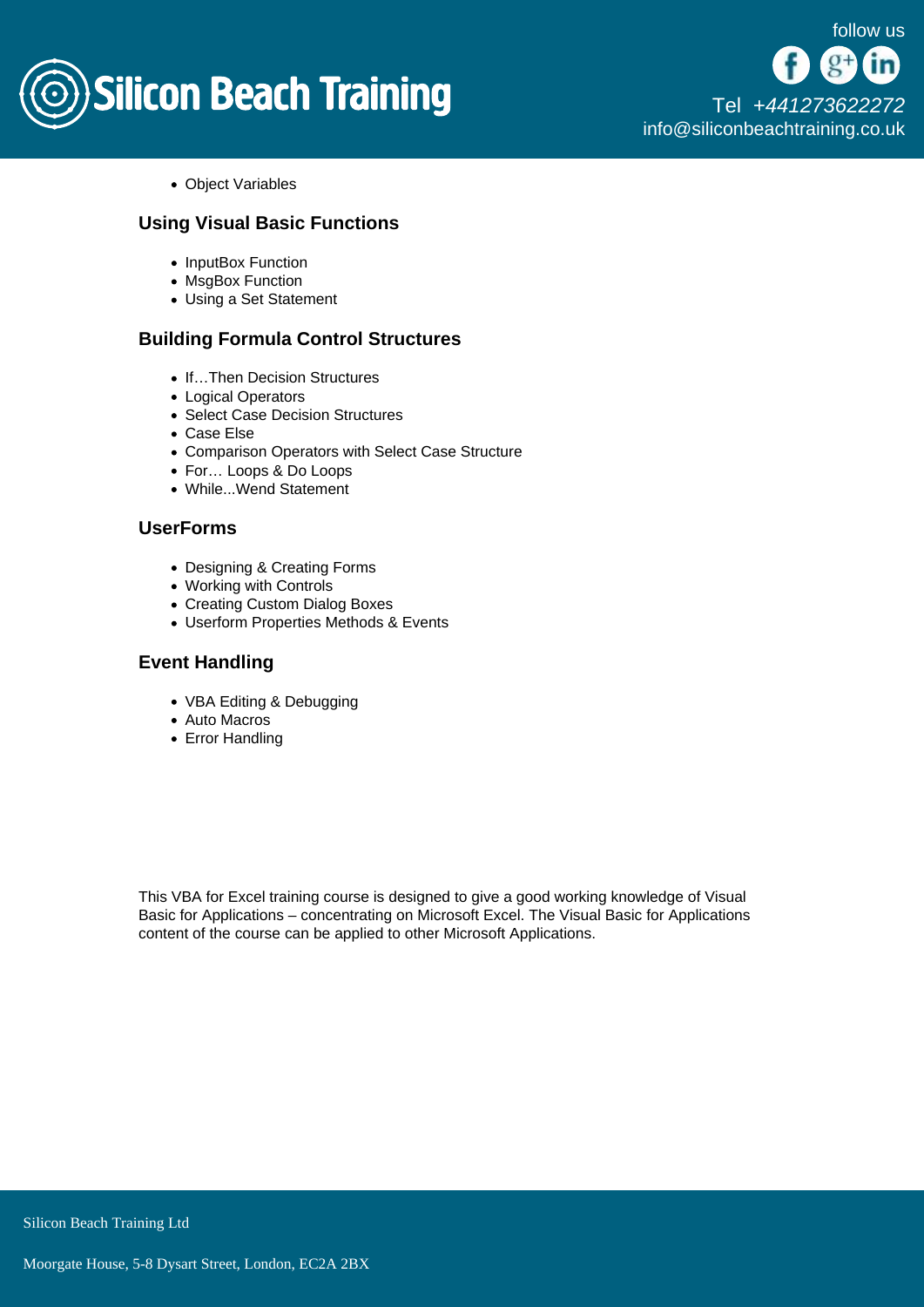- Object Variables

## Using Visual Basic Functions

- InputBox Function
- MsgBox Function
- Using a Set Statement

## Building Formula Control Structures

- If…Then Decision Structures
- Logical Operators
- Select Case Decision Structures
- Case Else
- Comparison Operators with Select Case Structure
- For… Loops & Do Loops
- While...Wend Statement

## UserForms

- Designing & Creating Forms
- Working with Controls
- Creating Custom Dialog Boxes
- Userform Properties Methods & Events

## Event Handling

- VBA Editing & Debugging
- Auto Macros
- Error Handling

This VBA for Excel training course is designed to give a good working knowledge of Visual Basic for Applications – concentrating on Microsoft Excel. The Visual Basic for Applications content of the course can be applied to other Microsoft Applications.